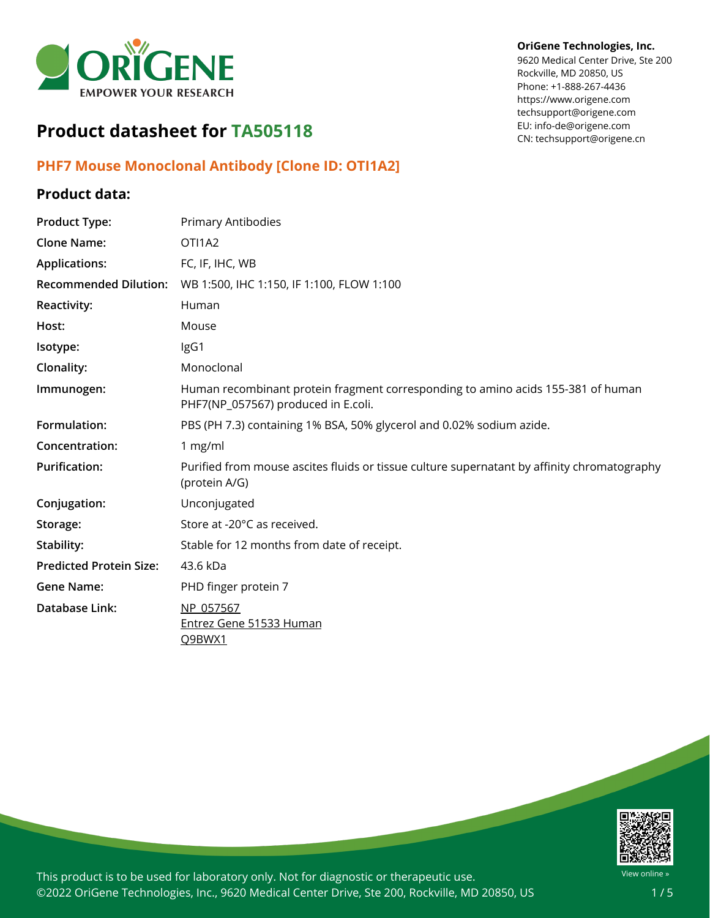OriGene Technologies, Inc.
9620 Medical Center Drive, Ste 200
Rockville, MD 20850, US
Phone: +1-888-267-4436
https://www.origene.com
techsupport@origene.com
EU: info-de@origene.com
CN: techsupport@origene.cn

# Product datasheet for TA505118

## PHF7 Mouse Monoclonal Antibody [Clone ID: OTI1A2]

### Product data:

| | |
|---|---|
| **Product Type:** | Primary Antibodies |
| **Clone Name:** | OTI1A2 |
| **Applications:** | FC, IF, IHC, WB |
| **Recommended Dilution:** | WB 1:500, IHC 1:150, IF 1:100, FLOW 1:100 |
| **Reactivity:** | Human |
| **Host:** | Mouse |
| **Isotype:** | IgG1 |
| **Clonality:** | Monoclonal |
| **Immunogen:** | Human recombinant protein fragment corresponding to amino acids 155-381 of human PHF7(NP_057567) produced in E.coli. |
| **Formulation:** | PBS (PH 7.3) containing 1% BSA, 50% glycerol and 0.02% sodium azide. |
| **Concentration:** | 1 mg/ml |
| **Purification:** | Purified from mouse ascites fluids or tissue culture supernatant by affinity chromatography (protein A/G) |
| **Conjugation:** | Unconjugated |
| **Storage:** | Store at -20°C as received. |
| **Stability:** | Stable for 12 months from date of receipt. |
| **Predicted Protein Size:** | 43.6 kDa |
| **Gene Name:** | PHD finger protein 7 |
| **Database Link:** | NP_057567<br>Entrez Gene 51533 Human<br>Q9BWX1 |

This product is to be used for laboratory only. Not for diagnostic or therapeutic use.
©2022 OriGene Technologies, Inc., 9620 Medical Center Drive, Ste 200, Rockville, MD 20850, US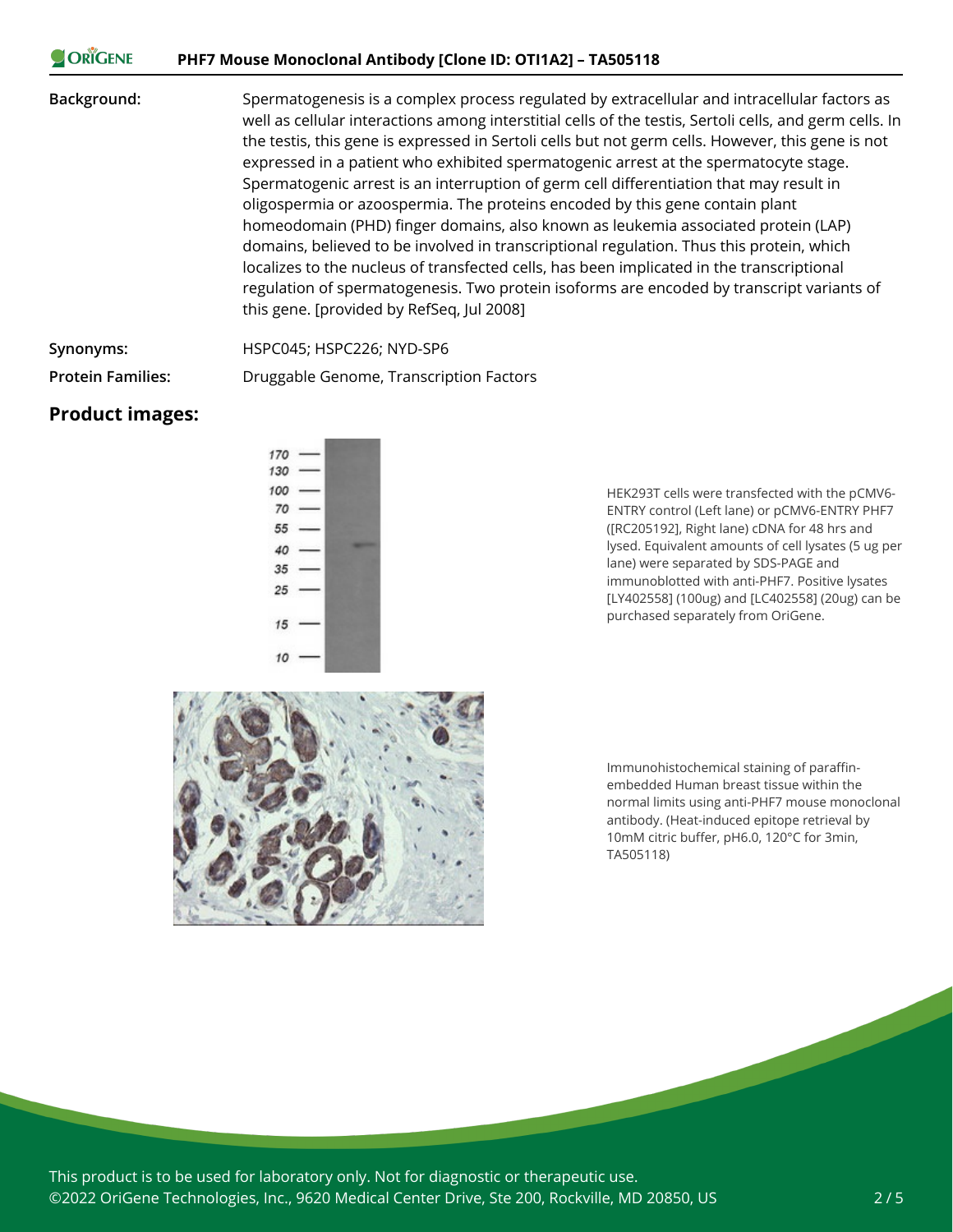| | |
|---|---|
| **Background:** | Spermatogenesis is a complex process regulated by extracellular and intracellular factors as well as cellular interactions among interstitial cells of the testis, Sertoli cells, and germ cells. In the testis, this gene is expressed in Sertoli cells but not germ cells. However, this gene is not expressed in a patient who exhibited spermatogenic arrest at the spermatocyte stage. Spermatogenic arrest is an interruption of germ cell differentiation that may result in oligospermia or azoospermia. The proteins encoded by this gene contain plant homeodomain (PHD) finger domains, also known as leukemia associated protein (LAP) domains, believed to be involved in transcriptional regulation. Thus this protein, which localizes to the nucleus of transfected cells, has been implicated in the transcriptional regulation of spermatogenesis. Two protein isoforms are encoded by transcript variants of this gene. [provided by RefSeq, Jul 2008] |
| **Synonyms:** | HSPC045; HSPC226; NYD-SP6 |
| **Protein Families:** | Druggable Genome, Transcription Factors |

## Product images:

HEK293T cells were transfected with the pCMV6-ENTRY control (Left lane) or pCMV6-ENTRY PHF7 ([RC205192], Right lane) cDNA for 48 hrs and lysed. Equivalent amounts of cell lysates (5 ug per lane) were separated by SDS-PAGE and immunoblotted with anti-PHF7. Positive lysates [LY402558] (100ug) and [LC402558] (20ug) can be purchased separately from OriGene.

Immunohistochemical staining of paraffin-embedded Human breast tissue within the normal limits using anti-PHF7 mouse monoclonal antibody. (Heat-induced epitope retrieval by 10mM citric buffer, pH6.0, 120°C for 3min, TA505118)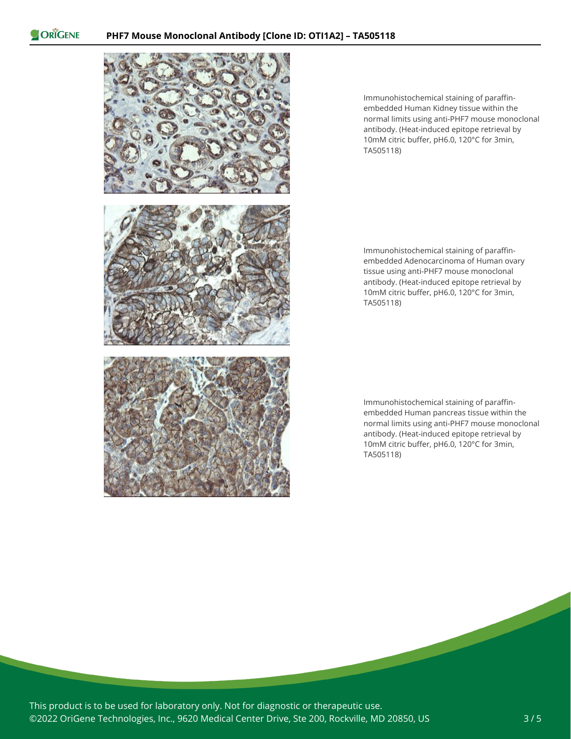Immunohistochemical staining of paraffin-embedded Human Kidney tissue within the normal limits using anti-PHF7 mouse monoclonal antibody. (Heat-induced epitope retrieval by 10mM citric buffer, pH6.0, 120°C for 3min, TA505118)

Immunohistochemical staining of paraffin-embedded Adenocarcinoma of Human ovary tissue using anti-PHF7 mouse monoclonal antibody. (Heat-induced epitope retrieval by 10mM citric buffer, pH6.0, 120°C for 3min, TA505118)

Immunohistochemical staining of paraffin-embedded Human pancreas tissue within the normal limits using anti-PHF7 mouse monoclonal antibody. (Heat-induced epitope retrieval by 10mM citric buffer, pH6.0, 120°C for 3min, TA505118)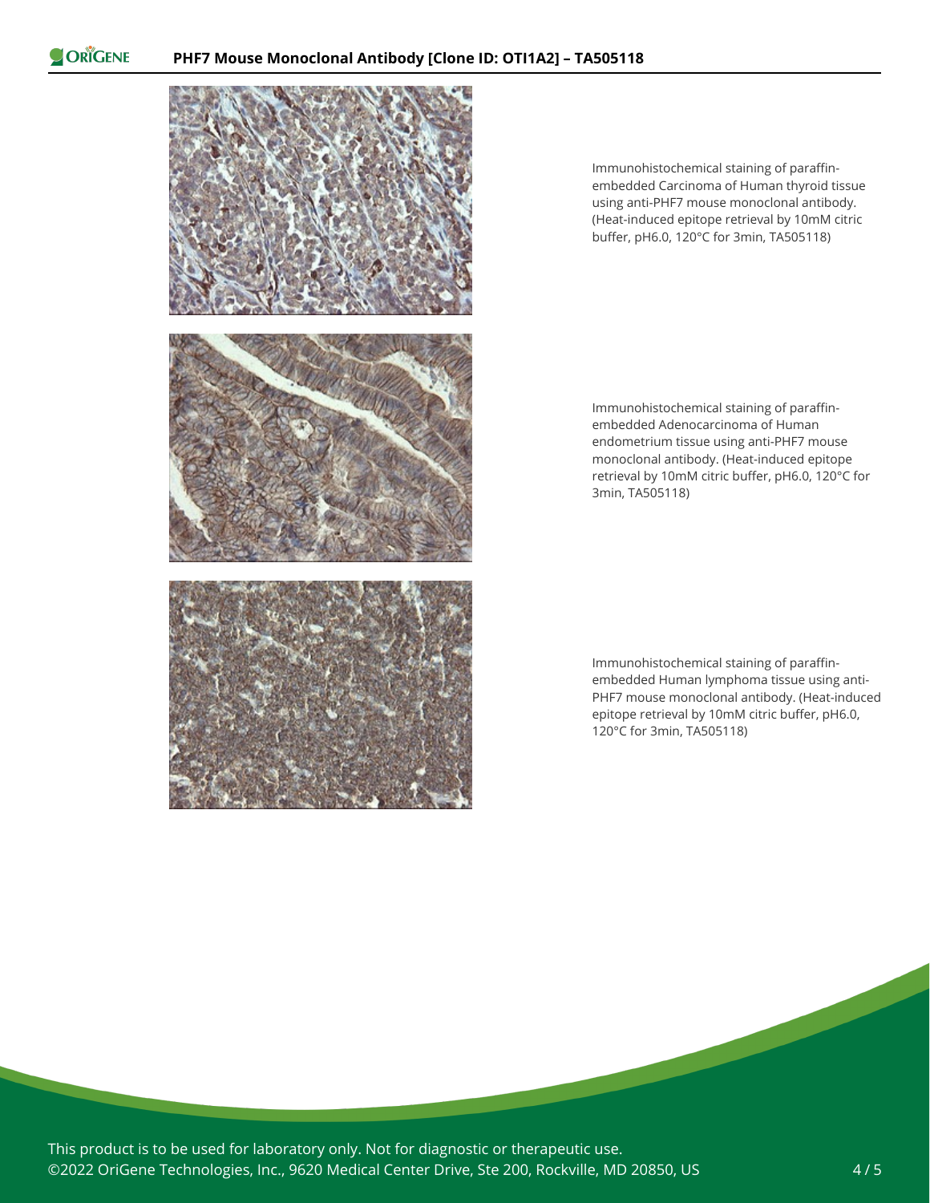Immunohistochemical staining of paraffin-embedded Carcinoma of Human thyroid tissue using anti-PHF7 mouse monoclonal antibody. (Heat-induced epitope retrieval by 10mM citric buffer, pH6.0, 120°C for 3min, TA505118)

Immunohistochemical staining of paraffin-embedded Adenocarcinoma of Human endometrium tissue using anti-PHF7 mouse monoclonal antibody. (Heat-induced epitope retrieval by 10mM citric buffer, pH6.0, 120°C for 3min, TA505118)

Immunohistochemical staining of paraffin-embedded Human lymphoma tissue using anti-PHF7 mouse monoclonal antibody. (Heat-induced epitope retrieval by 10mM citric buffer, pH6.0, 120°C for 3min, TA505118)

This product is to be used for laboratory only. Not for diagnostic or therapeutic use.
©2022 OriGene Technologies, Inc., 9620 Medical Center Drive, Ste 200, Rockville, MD 20850, US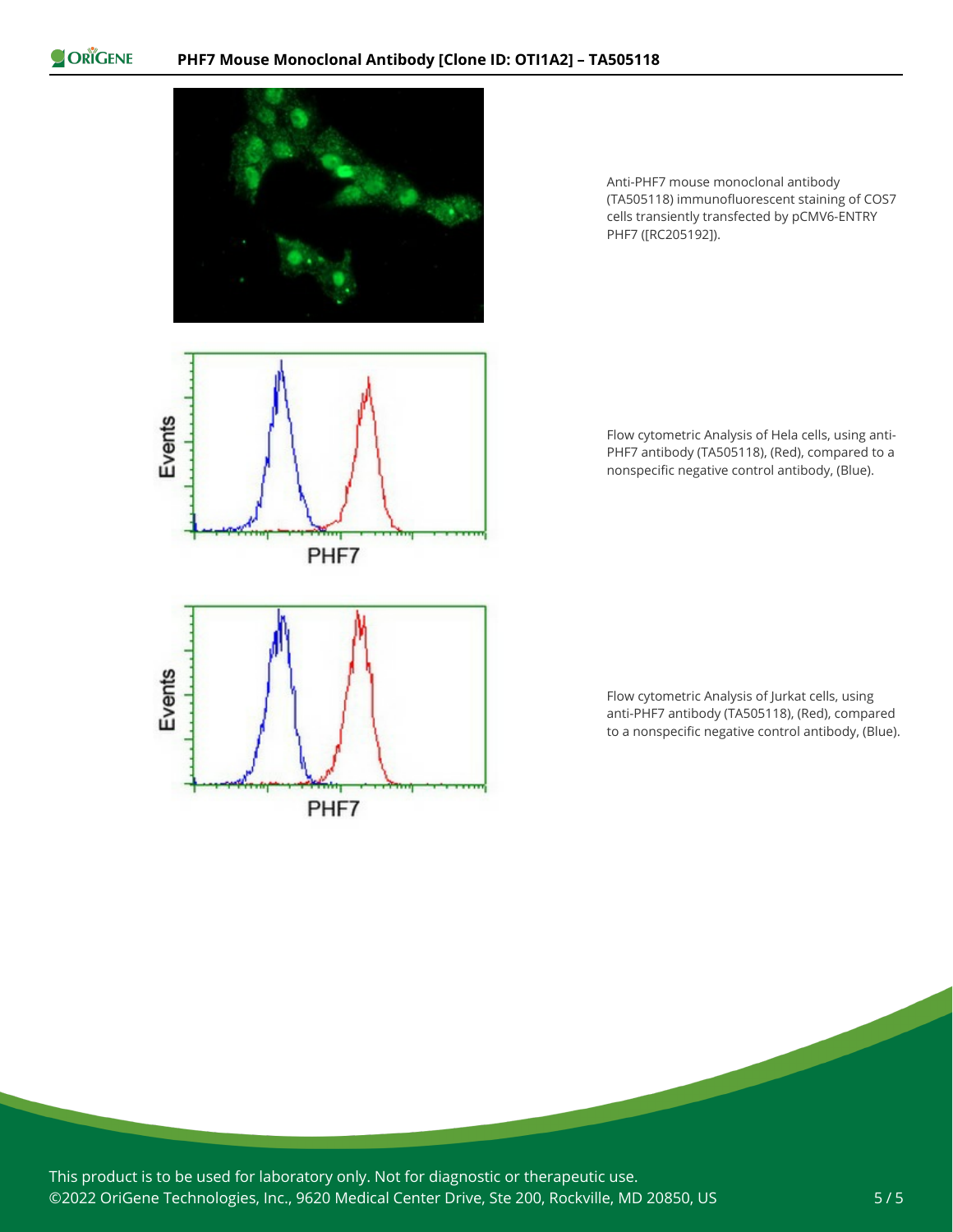Anti-PHF7 mouse monoclonal antibody (TA505118) immunofluorescent staining of COS7 cells transiently transfected by pCMV6-ENTRY PHF7 ([RC205192]).

Events

PHF7

Flow cytometric Analysis of Hela cells, using anti-PHF7 antibody (TA505118), (Red), compared to a nonspecific negative control antibody, (Blue).

Events

PHF7

Flow cytometric Analysis of Jurkat cells, using anti-PHF7 antibody (TA505118), (Red), compared to a nonspecific negative control antibody, (Blue).

This product is to be used for laboratory only. Not for diagnostic or therapeutic use.
©2022 OriGene Technologies, Inc., 9620 Medical Center Drive, Ste 200, Rockville, MD 20850, US